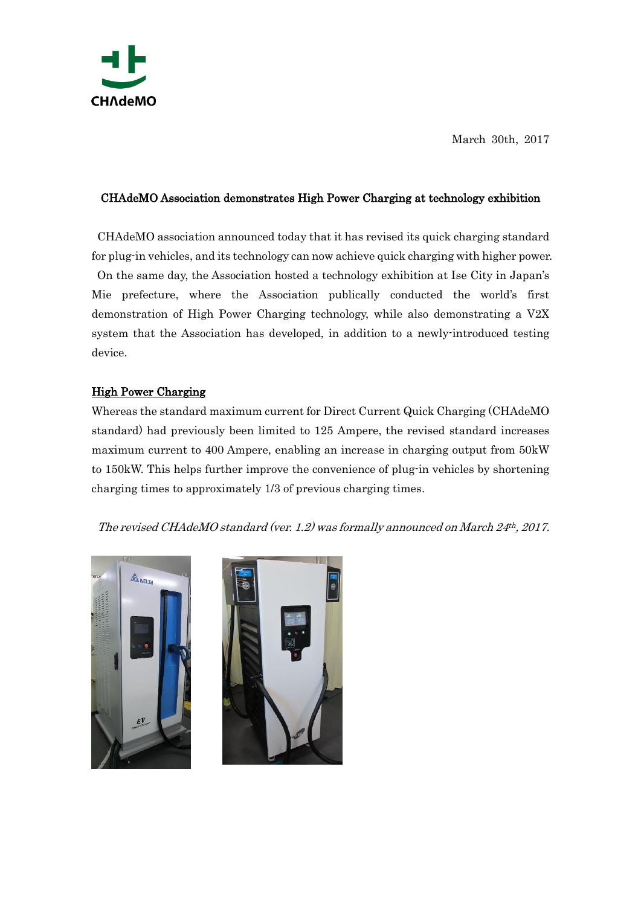CHAdeMO

March 30th, 2017

## CHAdeMO Association demonstrates High Power Charging at technology exhibition

CHAdeMO association announced today that it has revised its quick charging standard for plug-in vehicles, and its technology can now achieve quick charging with higher power.

On the same day, the Association hosted a technology exhibition at Ise City in Japan's Mie prefecture, where the Association publically conducted the world's first demonstration of High Power Charging technology, while also demonstrating a V2X system that the Association has developed, in addition to a newly-introduced testing device.

### High Power Charging

Whereas the standard maximum current for Direct Current Quick Charging (CHAdeMO standard) had previously been limited to 125 Ampere, the revised standard increases maximum current to 400 Ampere, enabling an increase in charging output from 50kW to 150kW. This helps further improve the convenience of plug-in vehicles by shortening charging times to approximately 1/3 of previous charging times.

*The revised CHAdeMO standard (ver. 1.2) was formally announced on March 24th, 2017.*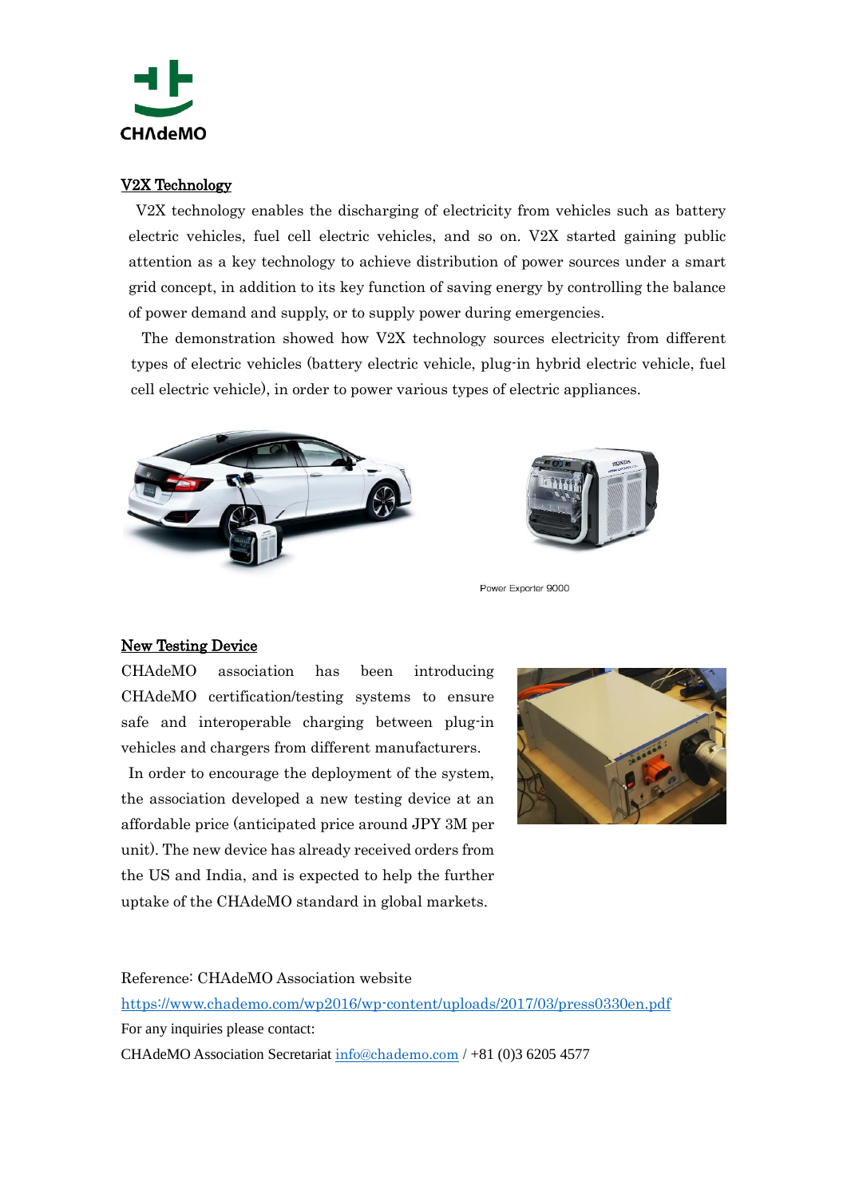CHAdeMO

## V2X Technology

V2X technology enables the discharging of electricity from vehicles such as battery electric vehicles, fuel cell electric vehicles, and so on. V2X started gaining public attention as a key technology to achieve distribution of power sources under a smart grid concept, in addition to its key function of saving energy by controlling the balance of power demand and supply, or to supply power during emergencies.

The demonstration showed how V2X technology sources electricity from different types of electric vehicles (battery electric vehicle, plug-in hybrid electric vehicle, fuel cell electric vehicle), in order to power various types of electric appliances.

Power Exporter 9000

## New Testing Device

CHAdeMO association has been introducing CHAdeMO certification/testing systems to ensure safe and interoperable charging between plug-in vehicles and chargers from different manufacturers.

In order to encourage the deployment of the system, the association developed a new testing device at an affordable price (anticipated price around JPY 3M per unit). The new device has already received orders from the US and India, and is expected to help the further uptake of the CHAdeMO standard in global markets.

Reference: CHAdeMO Association website

https://www.chademo.com/wp2016/wp-content/uploads/2017/03/press0330en.pdf

For any inquiries please contact:

CHAdeMO Association Secretariat info@chademo.com / +81 (0)3 6205 4577